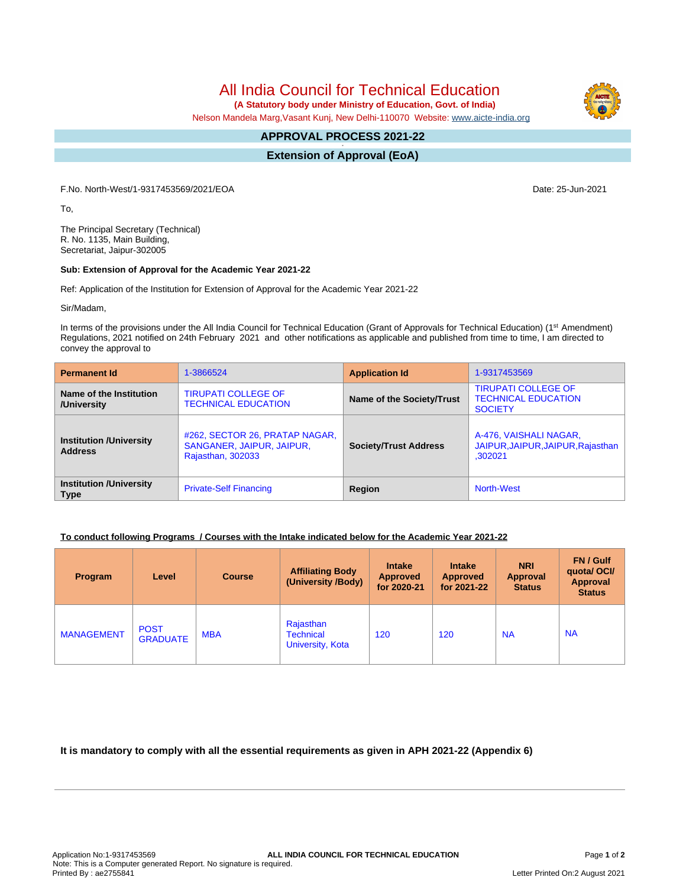# All India Council for Technical Education

**(A Statutory body under Ministry of Education, Govt. of India)**

Nelson Mandela Marg,Vasant Kunj, New Delhi-110070 Website: www.aicte-india.org

## APPROVAL PROCESS 2021-22

## Extension of Approval (EoA)

F.No. North-West/1-9317453569/2021/EOA

Date: 25-Jun-2021

To,

The Principal Secretary (Technical)
R. No. 1135, Main Building,
Secretariat, Jaipur-302005

**Sub: Extension of Approval for the Academic Year 2021-22**

Ref: Application of the Institution for Extension of Approval for the Academic Year 2021-22

Sir/Madam,

In terms of the provisions under the All India Council for Technical Education (Grant of Approvals for Technical Education) (1st Amendment) Regulations, 2021 notified on 24th February 2021 and other notifications as applicable and published from time to time, I am directed to convey the approval to

| **Permanent Id** | 1-3866524 | **Application Id** | 1-9317453569 |
|---|---|---|---|
| **Name of the Institution /University** | TIRUPATI COLLEGE OF TECHNICAL EDUCATION | **Name of the Society/Trust** | TIRUPATI COLLEGE OF TECHNICAL EDUCATION SOCIETY |
| **Institution /University Address** | #262, SECTOR 26, PRATAP NAGAR, SANGANER, JAIPUR, JAIPUR, Rajasthan, 302033 | **Society/Trust Address** | A-476, VAISHALI NAGAR, JAIPUR,JAIPUR,JAIPUR,Rajasthan ,302021 |
| **Institution /University Type** | Private-Self Financing | **Region** | North-West |

**To conduct following Programs / Courses with the Intake indicated below for the Academic Year 2021-22**

| Program | Level | Course | Affiliating Body (University /Body) | Intake Approved for 2020-21 | Intake Approved for 2021-22 | NRI Approval Status | FN / Gulf quota/ OCI/ Approval Status |
|---|---|---|---|---|---|---|---|
| MANAGEMENT | POST GRADUATE | MBA | Rajasthan Technical University, Kota | 120 | 120 | NA | NA |

**It is mandatory to comply with all the essential requirements as given in APH 2021-22 (Appendix 6)**

Application No:1-9317453569 — ALL INDIA COUNCIL FOR TECHNICAL EDUCATION
Note: This is a Computer generated Report. No signature is required.
Printed By : ae2755841 — Letter Printed On:2 August 2021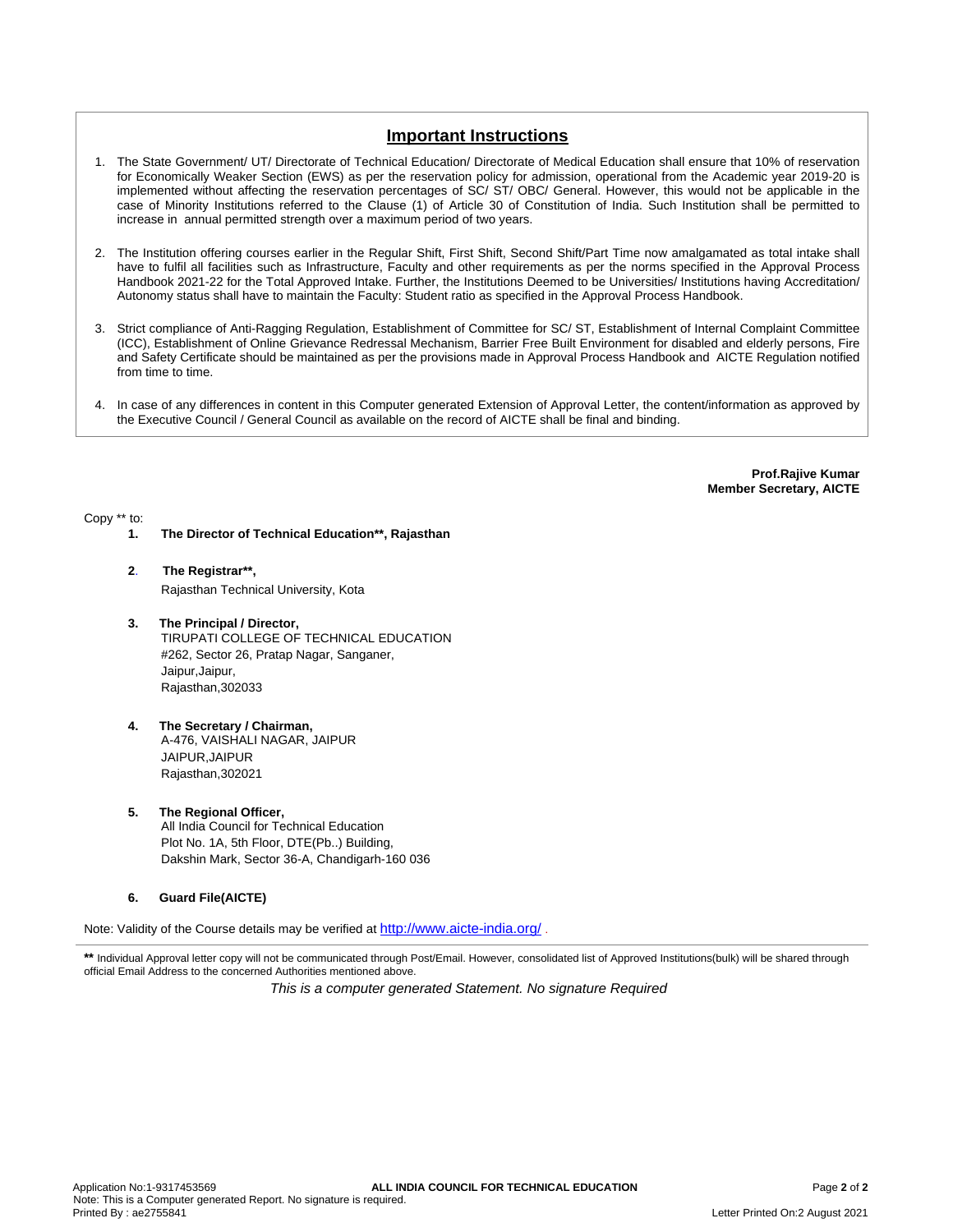## Important Instructions

1. The State Government/ UT/ Directorate of Technical Education/ Directorate of Medical Education shall ensure that 10% of reservation for Economically Weaker Section (EWS) as per the reservation policy for admission, operational from the Academic year 2019-20 is implemented without affecting the reservation percentages of SC/ ST/ OBC/ General. However, this would not be applicable in the case of Minority Institutions referred to the Clause (1) of Article 30 of Constitution of India. Such Institution shall be permitted to increase in annual permitted strength over a maximum period of two years.

2. The Institution offering courses earlier in the Regular Shift, First Shift, Second Shift/Part Time now amalgamated as total intake shall have to fulfil all facilities such as Infrastructure, Faculty and other requirements as per the norms specified in the Approval Process Handbook 2021-22 for the Total Approved Intake. Further, the Institutions Deemed to be Universities/ Institutions having Accreditation/ Autonomy status shall have to maintain the Faculty: Student ratio as specified in the Approval Process Handbook.

3. Strict compliance of Anti-Ragging Regulation, Establishment of Committee for SC/ ST, Establishment of Internal Complaint Committee (ICC), Establishment of Online Grievance Redressal Mechanism, Barrier Free Built Environment for disabled and elderly persons, Fire and Safety Certificate should be maintained as per the provisions made in Approval Process Handbook and AICTE Regulation notified from time to time.

4. In case of any differences in content in this Computer generated Extension of Approval Letter, the content/information as approved by the Executive Council / General Council as available on the record of AICTE shall be final and binding.

**Prof.Rajive Kumar**
**Member Secretary, AICTE**

Copy ** to:

1. **The Director of Technical Education**, Rajasthan**

2. **The Registrar**,**
   Rajasthan Technical University, Kota

3. **The Principal / Director,**
   TIRUPATI COLLEGE OF TECHNICAL EDUCATION
   #262, Sector 26, Pratap Nagar, Sanganer,
   Jaipur,Jaipur,
   Rajasthan,302033

4. **The Secretary / Chairman,**
   A-476, VAISHALI NAGAR, JAIPUR
   JAIPUR,JAIPUR
   Rajasthan,302021

5. **The Regional Officer,**
   All India Council for Technical Education
   Plot No. 1A, 5th Floor, DTE(Pb..) Building,
   Dakshin Mark, Sector 36-A, Chandigarh-160 036

6. **Guard File(AICTE)**

Note: Validity of the Course details may be verified at http://www.aicte-india.org/ .

** Individual Approval letter copy will not be communicated through Post/Email. However, consolidated list of Approved Institutions(bulk) will be shared through official Email Address to the concerned Authorities mentioned above.

*This is a computer generated Statement. No signature Required*

Application No:1-9317453569 **ALL INDIA COUNCIL FOR TECHNICAL EDUCATION**
Note: This is a Computer generated Report. No signature is required.
Printed By : ae2755841 Letter Printed On:2 August 2021